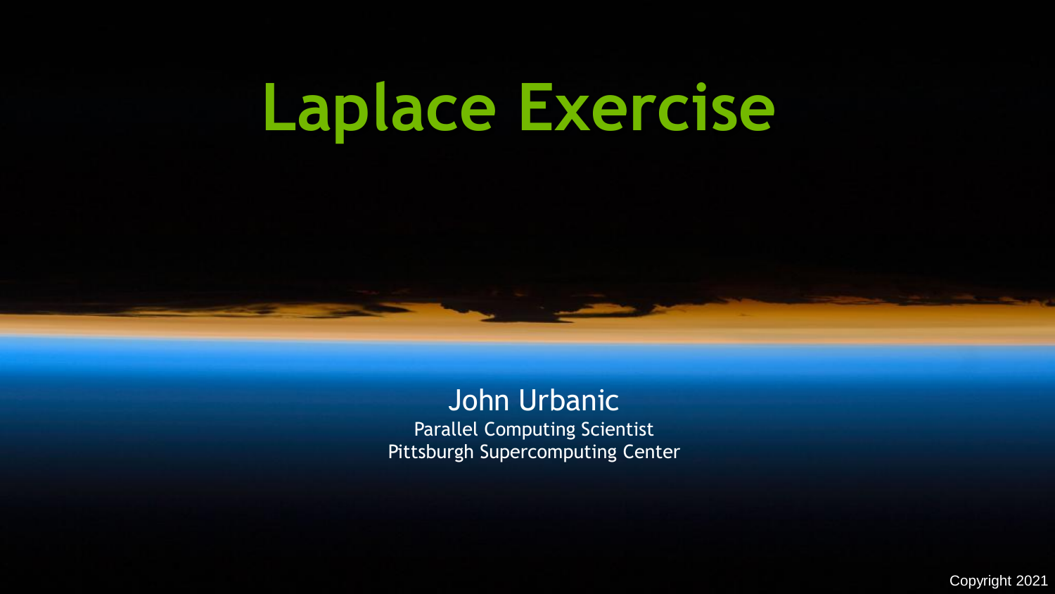# Laplace Exercise

John Urbanic

Parallel Computing Scientist

Pittsburgh Supercomputing Center

Copyright 2021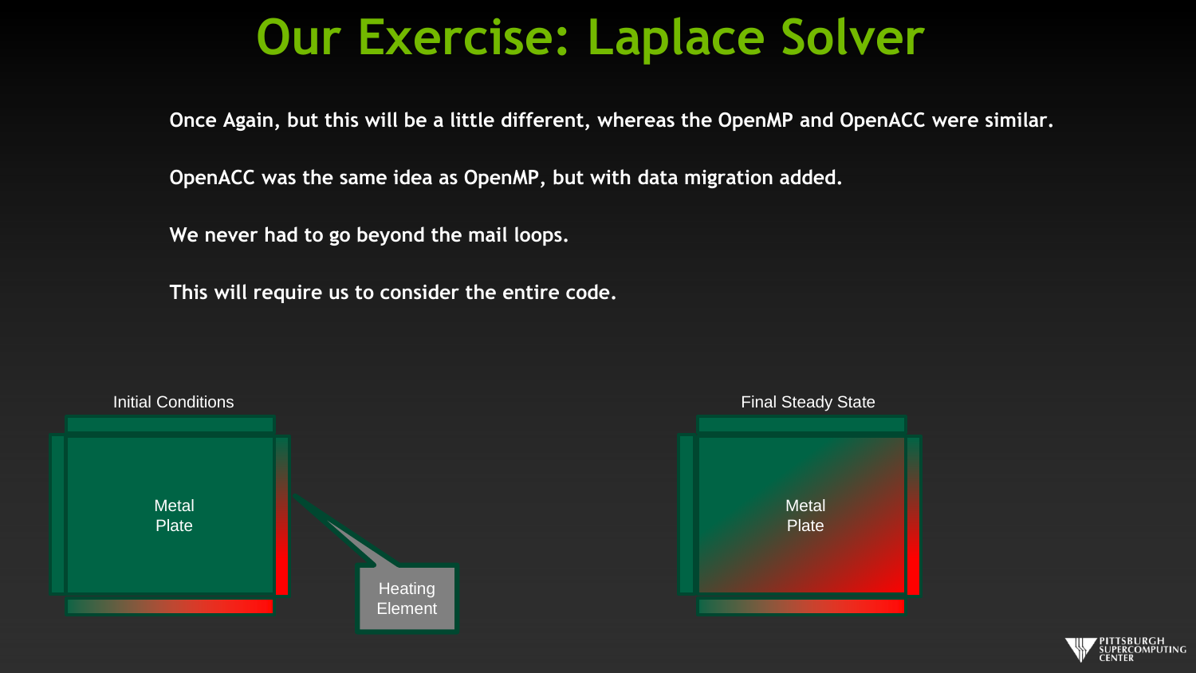# Our Exercise: Laplace Solver

Once Again, but this will be a little different, whereas the OpenMP and OpenACC were similar.

OpenACC was the same idea as OpenMP, but with data migration added.

We never had to go beyond the mail loops.

This will require us to consider the entire code.

Initial Conditions

Metal Plate

Heating Element

Final Steady State

Metal Plate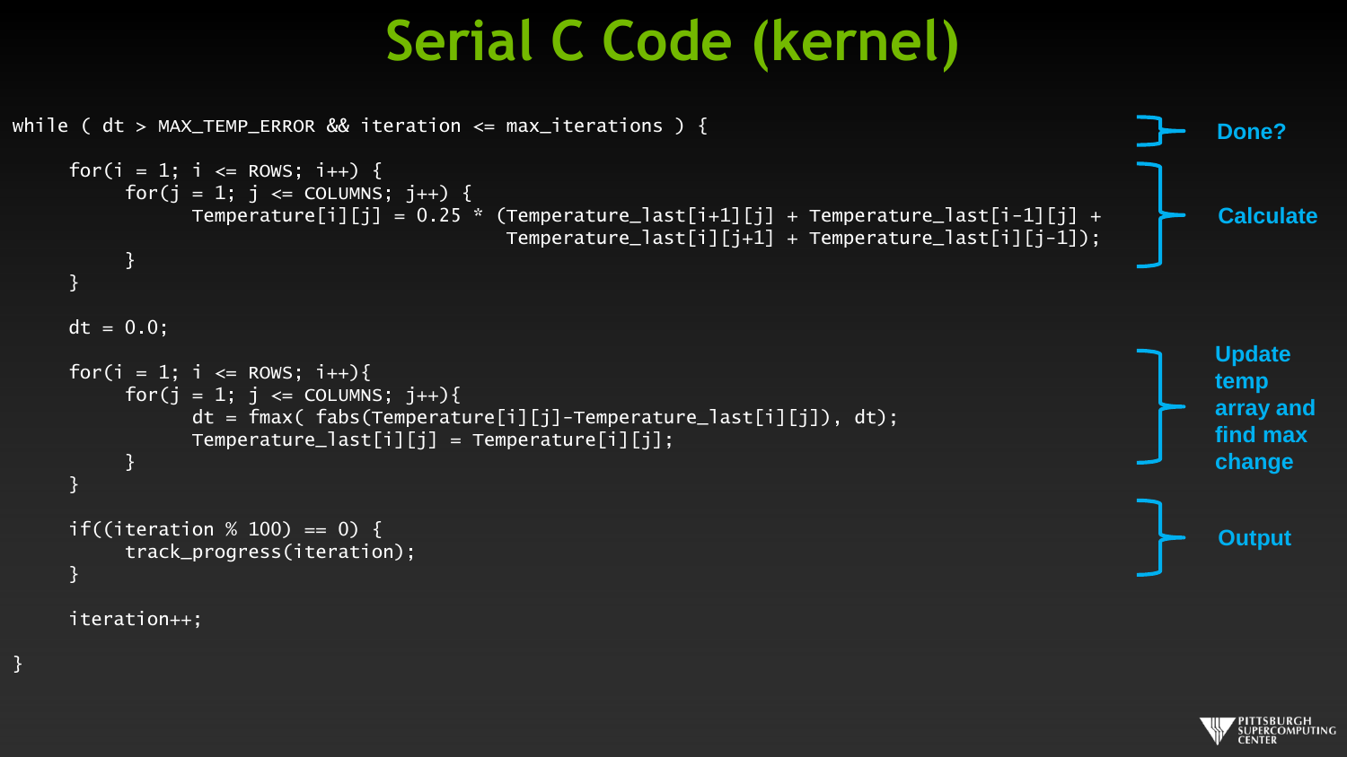# Serial C Code (kernel)

```c
while ( dt > MAX_TEMP_ERROR && iteration <= max_iterations ) {

     for(i = 1; i <= ROWS; i++) {
          for(j = 1; j <= COLUMNS; j++) {
               Temperature[i][j] = 0.25 * (Temperature_last[i+1][j] + Temperature_last[i-1][j] +
                                           Temperature_last[i][j+1] + Temperature_last[i][j-1]);
          }
     }

     dt = 0.0;

     for(i = 1; i <= ROWS; i++){
          for(j = 1; j <= COLUMNS; j++){
               dt = fmax( fabs(Temperature[i][j]-Temperature_last[i][j]), dt);
               Temperature_last[i][j] = Temperature[i][j];
          }
     }

     if((iteration % 100) == 0) {
          track_progress(iteration);
     }

     iteration++;

}
```

- **Done?** — the `while` condition
- **Calculate** — the first nested loop
- **Update temp array and find max change** — the second nested loop
- **Output** — the `if((iteration % 100) == 0)` block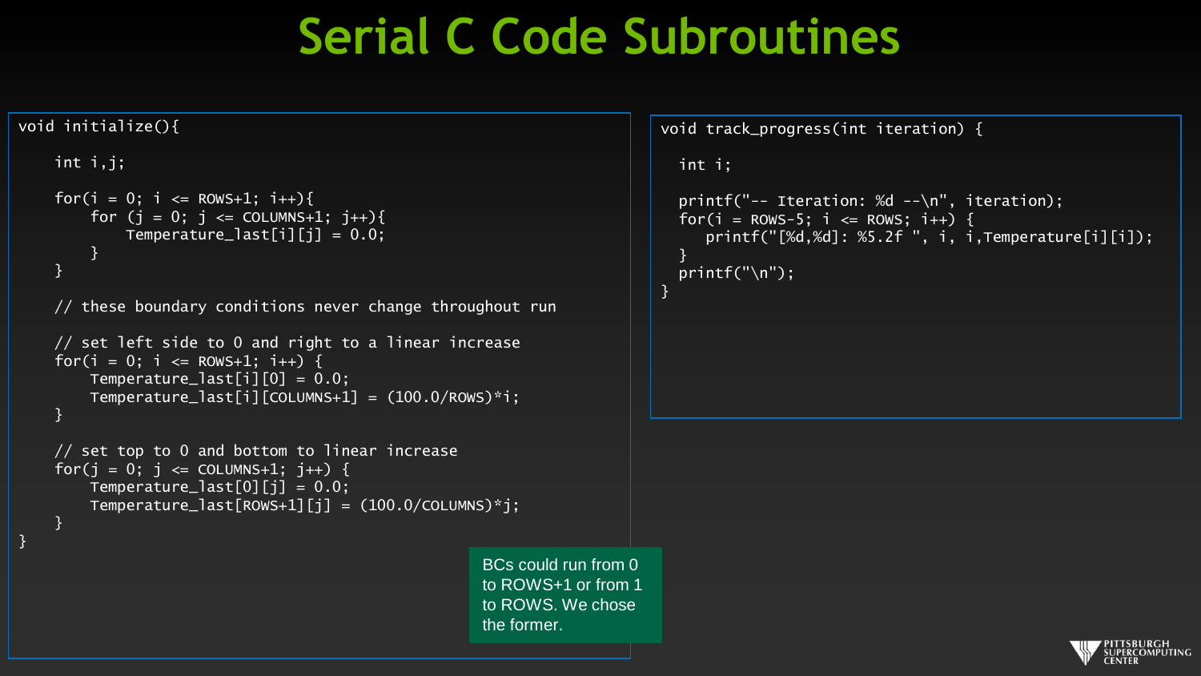# Serial C Code Subroutines

```
void initialize(){

    int i,j;

    for(i = 0; i <= ROWS+1; i++){
        for (j = 0; j <= COLUMNS+1; j++){
            Temperature_last[i][j] = 0.0;
        }
    }

    // these boundary conditions never change throughout run

    // set left side to 0 and right to a linear increase
    for(i = 0; i <= ROWS+1; i++) {
        Temperature_last[i][0] = 0.0;
        Temperature_last[i][COLUMNS+1] = (100.0/ROWS)*i;
    }

    // set top to 0 and bottom to linear increase
    for(j = 0; j <= COLUMNS+1; j++) {
        Temperature_last[0][j] = 0.0;
        Temperature_last[ROWS+1][j] = (100.0/COLUMNS)*j;
    }
}
```

BCs could run from 0 to ROWS+1 or from 1 to ROWS. We chose the former.

```
void track_progress(int iteration) {

  int i;

  printf("-- Iteration: %d --\n", iteration);
  for(i = ROWS-5; i <= ROWS; i++) {
     printf("[%d,%d]: %5.2f ", i, i,Temperature[i][i]);
  }
  printf("\n");
}
```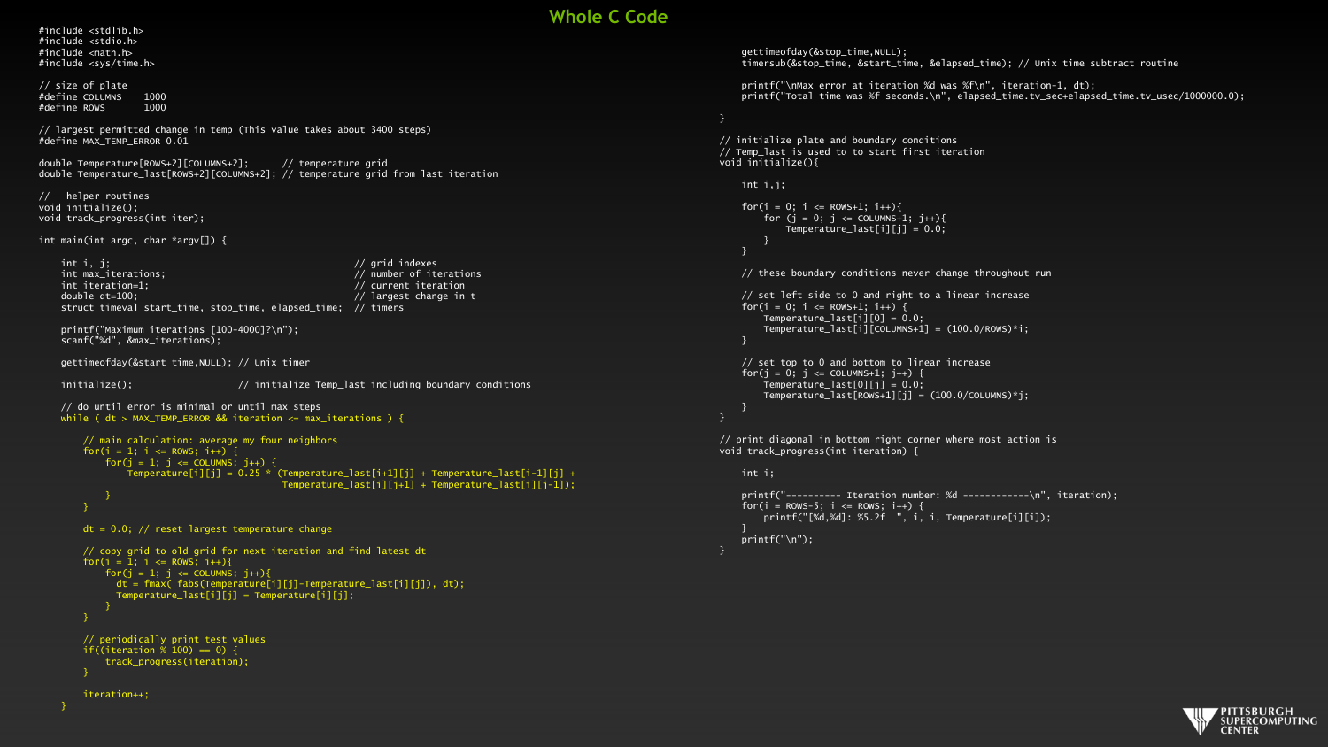# Whole C Code

```c
#include <stdlib.h>
#include <stdio.h>
#include <math.h>
#include <sys/time.h>

// size of plate
#define COLUMNS    1000
#define ROWS       1000

// largest permitted change in temp (This value takes about 3400 steps)
#define MAX_TEMP_ERROR 0.01

double Temperature[ROWS+2][COLUMNS+2];      // temperature grid
double Temperature_last[ROWS+2][COLUMNS+2]; // temperature grid from last iteration

//   helper routines
void initialize();
void track_progress(int iter);

int main(int argc, char *argv[]) {

    int i, j;                                            // grid indexes
    int max_iterations;                                  // number of iterations
    int iteration=1;                                     // current iteration
    double dt=100;                                       // largest change in t
    struct timeval start_time, stop_time, elapsed_time;  // timers

    printf("Maximum iterations [100-4000]?\n");
    scanf("%d", &max_iterations);

    gettimeofday(&start_time,NULL); // Unix timer

    initialize();                   // initialize Temp_last including boundary conditions

    // do until error is minimal or until max steps
    while ( dt > MAX_TEMP_ERROR && iteration <= max_iterations ) {

        // main calculation: average my four neighbors
        for(i = 1; i <= ROWS; i++) {
            for(j = 1; j <= COLUMNS; j++) {
                Temperature[i][j] = 0.25 * (Temperature_last[i+1][j] + Temperature_last[i-1][j] +
                                            Temperature_last[i][j+1] + Temperature_last[i][j-1]);
            }
        }

        dt = 0.0; // reset largest temperature change

        // copy grid to old grid for next iteration and find latest dt
        for(i = 1; i <= ROWS; i++){
            for(j = 1; j <= COLUMNS; j++){
              dt = fmax( fabs(Temperature[i][j]-Temperature_last[i][j]), dt);
              Temperature_last[i][j] = Temperature[i][j];
            }
        }

        // periodically print test values
        if((iteration % 100) == 0) {
            track_progress(iteration);
        }

        iteration++;
    }

    gettimeofday(&stop_time,NULL);
    timersub(&stop_time, &start_time, &elapsed_time); // Unix time subtract routine

    printf("\nMax error at iteration %d was %f\n", iteration-1, dt);
    printf("Total time was %f seconds.\n", elapsed_time.tv_sec+elapsed_time.tv_usec/1000000.0);

}

// initialize plate and boundary conditions
// Temp_last is used to to start first iteration
void initialize(){

    int i,j;

    for(i = 0; i <= ROWS+1; i++){
        for (j = 0; j <= COLUMNS+1; j++){
            Temperature_last[i][j] = 0.0;
        }
    }

    // these boundary conditions never change throughout run

    // set left side to 0 and right to a linear increase
    for(i = 0; i <= ROWS+1; i++) {
        Temperature_last[i][0] = 0.0;
        Temperature_last[i][COLUMNS+1] = (100.0/ROWS)*i;
    }

    // set top to 0 and bottom to linear increase
    for(j = 0; j <= COLUMNS+1; j++) {
        Temperature_last[0][j] = 0.0;
        Temperature_last[ROWS+1][j] = (100.0/COLUMNS)*j;
    }
}

// print diagonal in bottom right corner where most action is
void track_progress(int iteration) {

    int i;

    printf("---------- Iteration number: %d ------------\n", iteration);
    for(i = ROWS-5; i <= ROWS; i++) {
        printf("[%d,%d]: %5.2f  ", i, i, Temperature[i][i]);
    }
    printf("\n");
}
```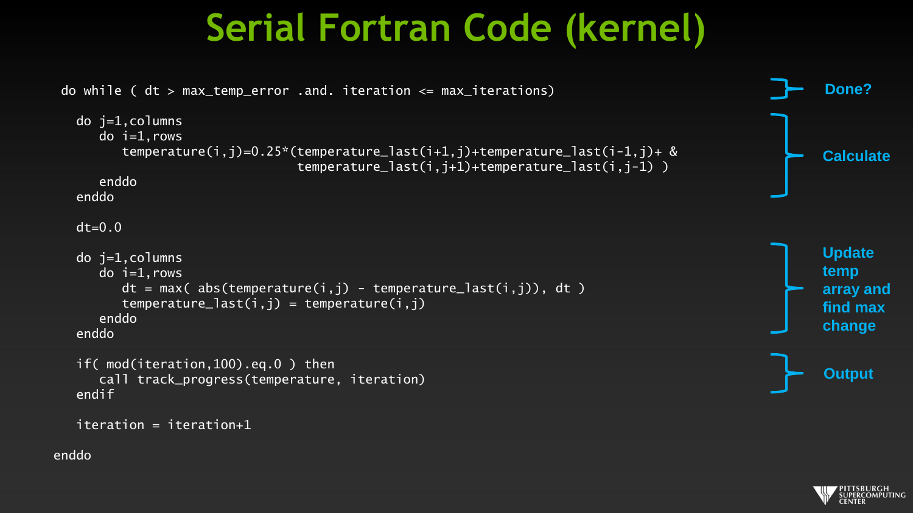# Serial Fortran Code (kernel)

```
do while ( dt > max_temp_error .and. iteration <= max_iterations)

  do j=1,columns
     do i=1,rows
        temperature(i,j)=0.25*(temperature_last(i+1,j)+temperature_last(i-1,j)+ &
                               temperature_last(i,j+1)+temperature_last(i,j-1) )
     enddo
  enddo

  dt=0.0

  do j=1,columns
     do i=1,rows
        dt = max( abs(temperature(i,j) - temperature_last(i,j)), dt )
        temperature_last(i,j) = temperature(i,j)
     enddo
  enddo

  if( mod(iteration,100).eq.0 ) then
     call track_progress(temperature, iteration)
  endif

  iteration = iteration+1

enddo
```

- **Done?** — the `do while` condition
- **Calculate** — the first nested loop
- **Update temp array and find max change** — the second nested loop
- **Output** — the `if( mod(iteration,100).eq.0 )` block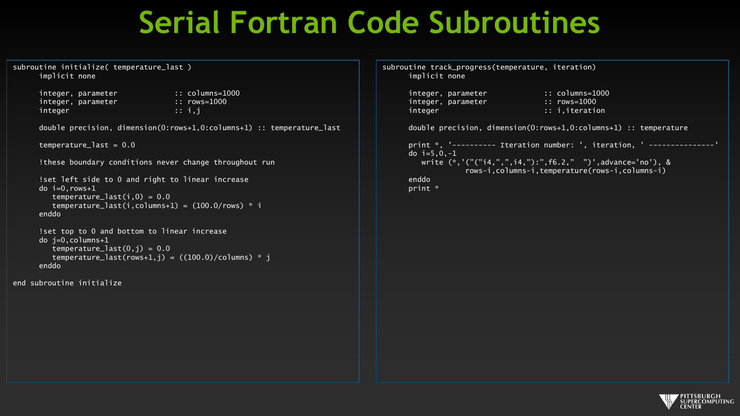# Serial Fortran Code Subroutines

```fortran
subroutine initialize( temperature_last )
      implicit none

      integer, parameter             :: columns=1000
      integer, parameter             :: rows=1000
      integer                        :: i,j

      double precision, dimension(0:rows+1,0:columns+1) :: temperature_last

      temperature_last = 0.0

      !these boundary conditions never change throughout run

      !set left side to 0 and right to linear increase
      do i=0,rows+1
         temperature_last(i,0) = 0.0
         temperature_last(i,columns+1) = (100.0/rows) * i
      enddo

      !set top to 0 and bottom to linear increase
      do j=0,columns+1
         temperature_last(0,j) = 0.0
         temperature_last(rows+1,j) = ((100.0)/columns) * j
      enddo

end subroutine initialize
```

```fortran
subroutine track_progress(temperature, iteration)
      implicit none

      integer, parameter             :: columns=1000
      integer, parameter             :: rows=1000
      integer                        :: i,iteration

      double precision, dimension(0:rows+1,0:columns+1) :: temperature

      print *, '---------- Iteration number: ', iteration, ' ---------------'
      do i=5,0,-1
         write (*,'("("i4,",",i4,"):",f6.2,"  ")',advance='no'), &
                   rows-i,columns-i,temperature(rows-i,columns-i)
      enddo
      print *
```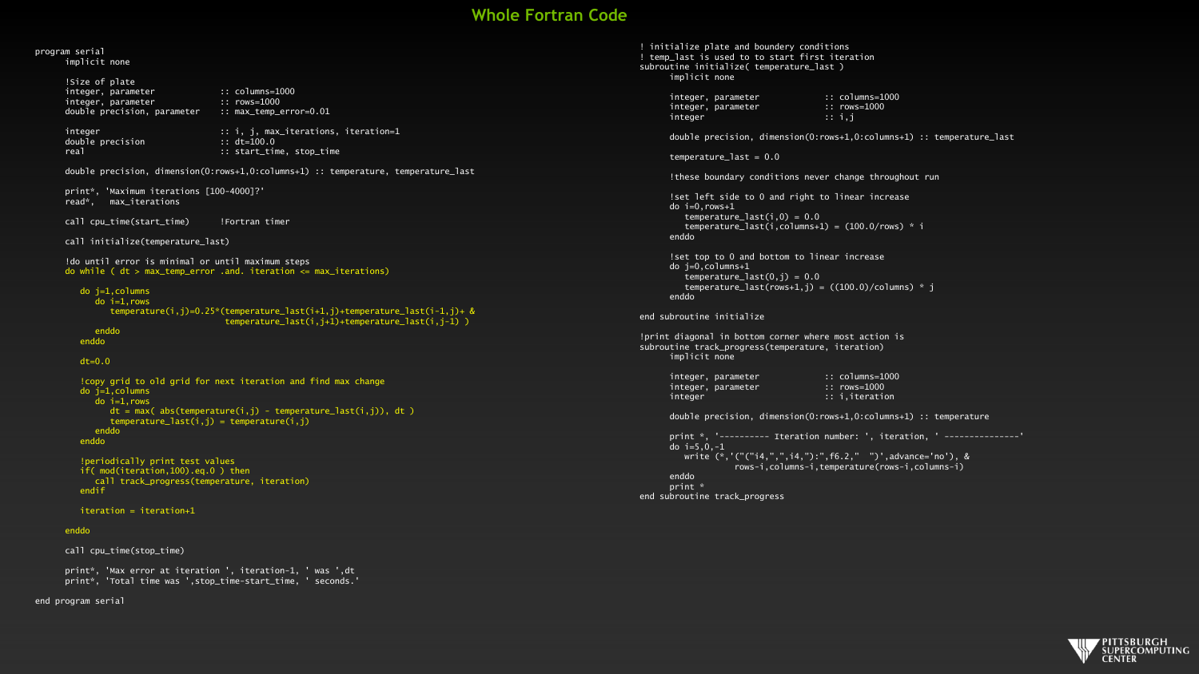# Whole Fortran Code

```fortran
program serial
      implicit none

      !Size of plate
      integer, parameter             :: columns=1000
      integer, parameter             :: rows=1000
      double precision, parameter    :: max_temp_error=0.01

      integer                        :: i, j, max_iterations, iteration=1
      double precision               :: dt=100.0
      real                           :: start_time, stop_time

      double precision, dimension(0:rows+1,0:columns+1) :: temperature, temperature_last

      print*, 'Maximum iterations [100-4000]?'
      read*,   max_iterations

      call cpu_time(start_time)      !Fortran timer

      call initialize(temperature_last)

      !do until error is minimal or until maximum steps
      do while ( dt > max_temp_error .and. iteration <= max_iterations)

         do j=1,columns
            do i=1,rows
               temperature(i,j)=0.25*(temperature_last(i+1,j)+temperature_last(i-1,j)+ &
                                      temperature_last(i,j+1)+temperature_last(i,j-1) )
            enddo
         enddo

         dt=0.0

         !copy grid to old grid for next iteration and find max change
         do j=1,columns
            do i=1,rows
               dt = max( abs(temperature(i,j) - temperature_last(i,j)), dt )
               temperature_last(i,j) = temperature(i,j)
            enddo
         enddo

         !periodically print test values
         if( mod(iteration,100).eq.0 ) then
            call track_progress(temperature, iteration)
         endif

         iteration = iteration+1

      enddo

      call cpu_time(stop_time)

      print*, 'Max error at iteration ', iteration-1, ' was ',dt
      print*, 'Total time was ',stop_time-start_time, ' seconds.'

end program serial
```

```fortran
! initialize plate and boundery conditions
! temp_last is used to to start first iteration
subroutine initialize( temperature_last )
      implicit none

      integer, parameter             :: columns=1000
      integer, parameter             :: rows=1000
      integer                        :: i,j

      double precision, dimension(0:rows+1,0:columns+1) :: temperature_last

      temperature_last = 0.0

      !these boundary conditions never change throughout run

      !set left side to 0 and right to linear increase
      do i=0,rows+1
         temperature_last(i,0) = 0.0
         temperature_last(i,columns+1) = (100.0/rows) * i
      enddo

      !set top to 0 and bottom to linear increase
      do j=0,columns+1
         temperature_last(0,j) = 0.0
         temperature_last(rows+1,j) = ((100.0)/columns) * j
      enddo

end subroutine initialize

!print diagonal in bottom corner where most action is
subroutine track_progress(temperature, iteration)
      implicit none

      integer, parameter             :: columns=1000
      integer, parameter             :: rows=1000
      integer                        :: i,iteration

      double precision, dimension(0:rows+1,0:columns+1) :: temperature

      print *, '---------- Iteration number: ', iteration, ' ---------------'
      do i=5,0,-1
         write (*,'("("i4,",",i4,"):",f6.2,"  ")',advance='no'), &
                   rows-i,columns-i,temperature(rows-i,columns-i)
      enddo
      print *
end subroutine track_progress
```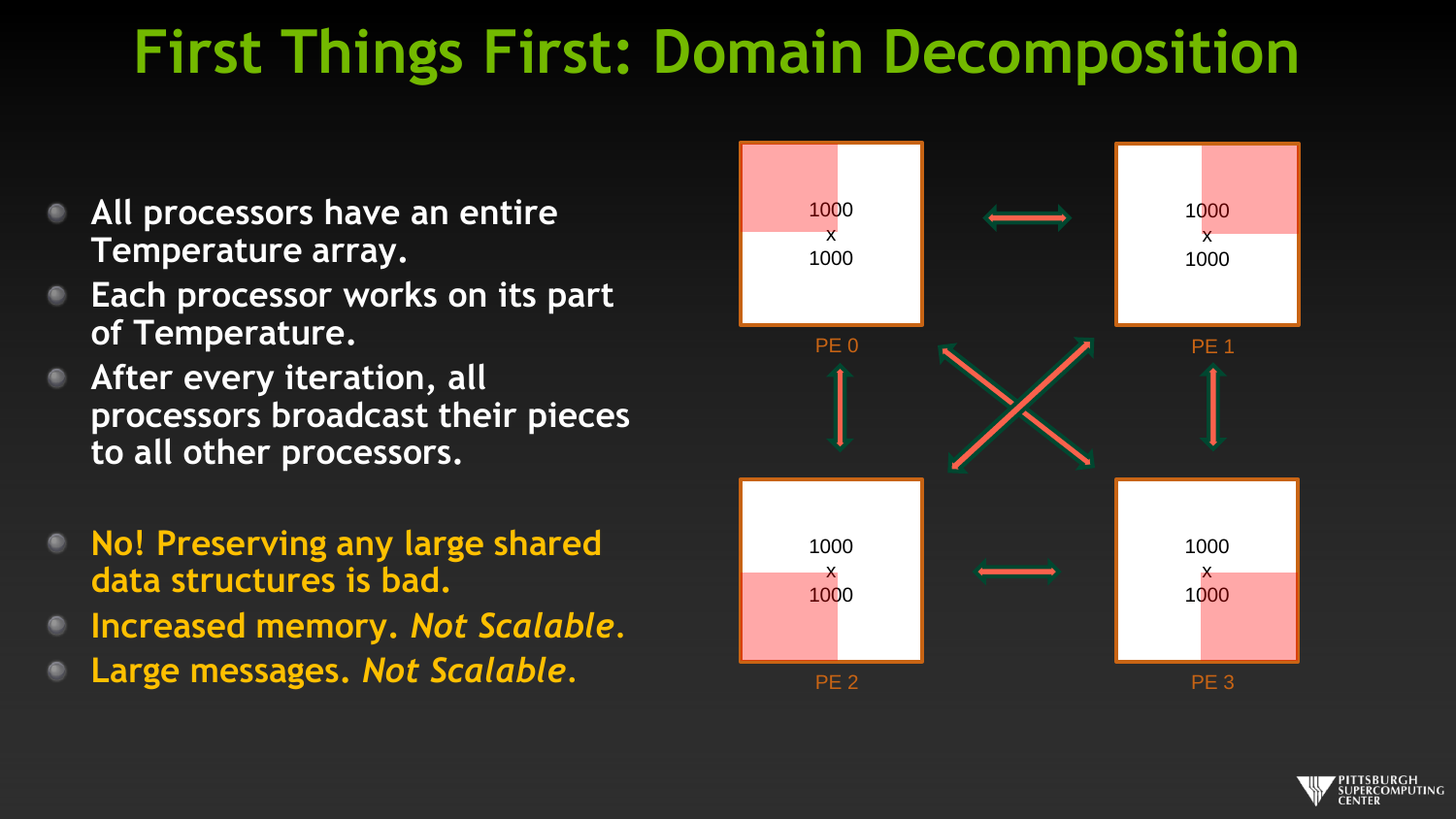# First Things First: Domain Decomposition

- All processors have an entire Temperature array.
- Each processor works on its part of Temperature.
- After every iteration, all processors broadcast their pieces to all other processors.

- No! Preserving any large shared data structures is bad.
- Increased memory. *Not Scalable*.
- Large messages. *Not Scalable*.

1000 x 1000

PE 0

1000 x 1000

PE 1

1000 x 1000

PE 2

1000 x 1000

PE 3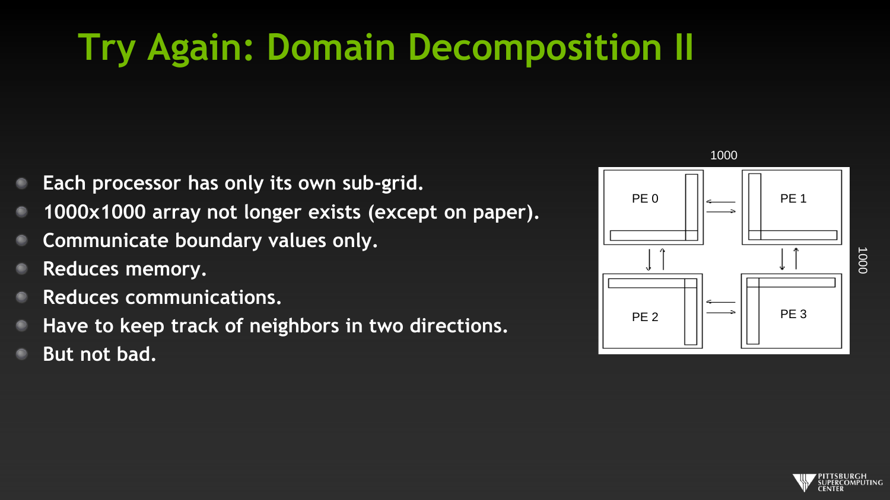# Try Again: Domain Decomposition II

- Each processor has only its own sub-grid.
- 1000x1000 array not longer exists (except on paper).
- Communicate boundary values only.
- Reduces memory.
- Reduces communications.
- Have to keep track of neighbors in two directions.
- But not bad.

1000

PE 0

PE 1

PE 2

PE 3

1000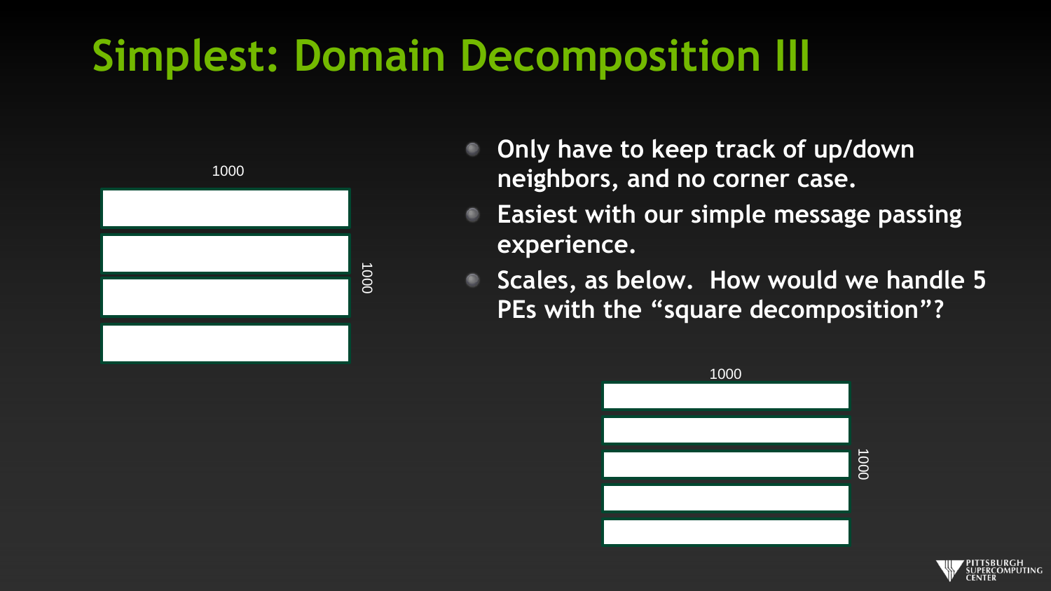# Simplest: Domain Decomposition III

1000

1000

- **Only have to keep track of up/down neighbors, and no corner case.**
- **Easiest with our simple message passing experience.**
- **Scales, as below. How would we handle 5 PEs with the "square decomposition"?**

1000

1000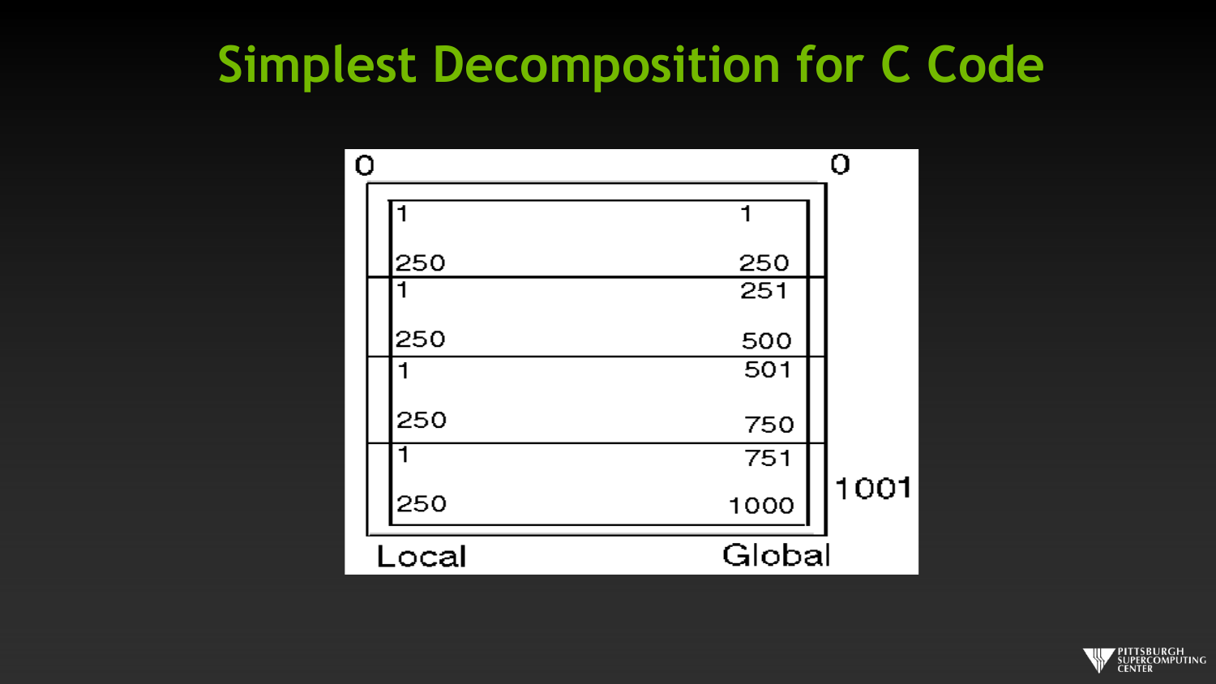# Simplest Decomposition for C Code

| Local | Global |
|---|---|
| 0 | 0 |
| 1 | 1 |
| 250 | 250 |
| 1 | 251 |
| 250 | 500 |
| 1 | 501 |
| 250 | 750 |
| 1 | 751 |
| 250 | 1000 |
| | 1001 |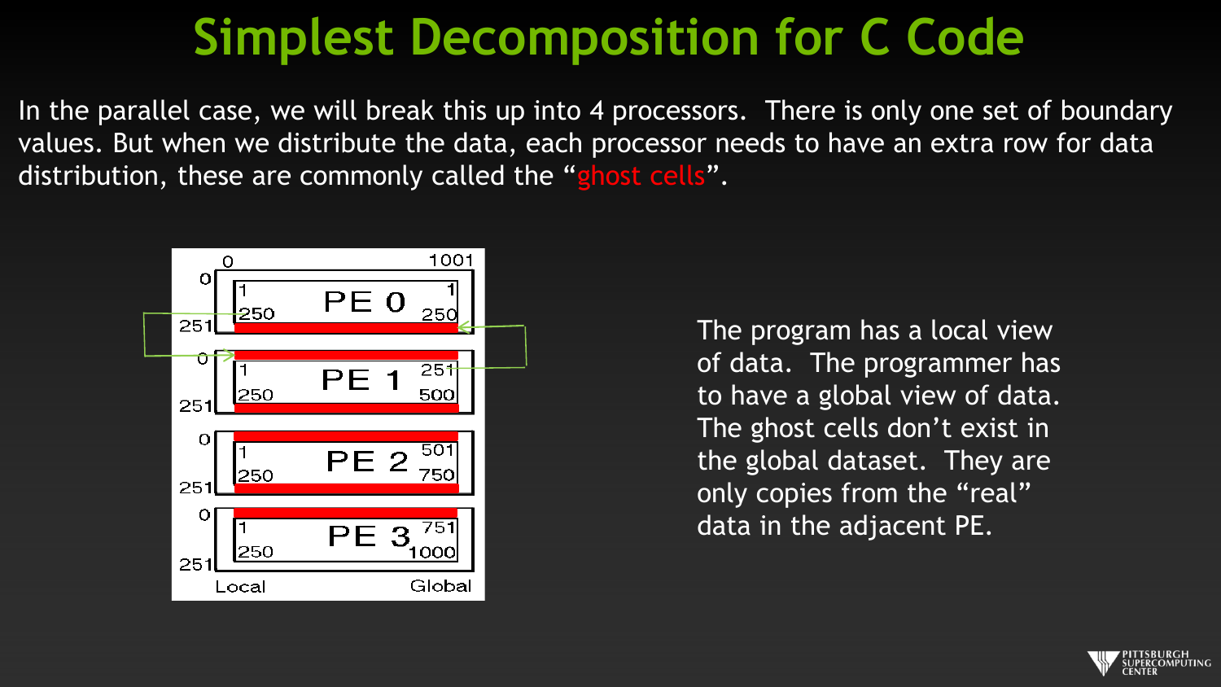# Simplest Decomposition for C Code

In the parallel case, we will break this up into 4 processors. There is only one set of boundary values. But when we distribute the data, each processor needs to have an extra row for data distribution, these are commonly called the "ghost cells".

The program has a local view of data. The programmer has to have a global view of data. The ghost cells don't exist in the global dataset. They are only copies from the "real" data in the adjacent PE.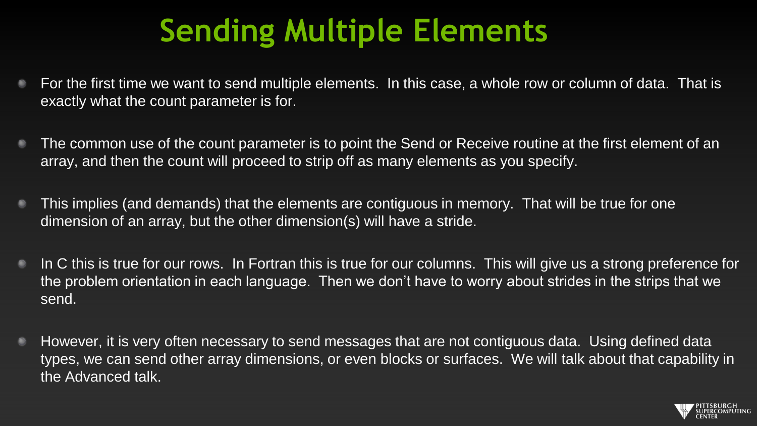# Sending Multiple Elements

- For the first time we want to send multiple elements. In this case, a whole row or column of data. That is exactly what the count parameter is for.
- The common use of the count parameter is to point the Send or Receive routine at the first element of an array, and then the count will proceed to strip off as many elements as you specify.
- This implies (and demands) that the elements are contiguous in memory. That will be true for one dimension of an array, but the other dimension(s) will have a stride.
- In C this is true for our rows. In Fortran this is true for our columns. This will give us a strong preference for the problem orientation in each language. Then we don't have to worry about strides in the strips that we send.
- However, it is very often necessary to send messages that are not contiguous data. Using defined data types, we can send other array dimensions, or even blocks or surfaces. We will talk about that capability in the Advanced talk.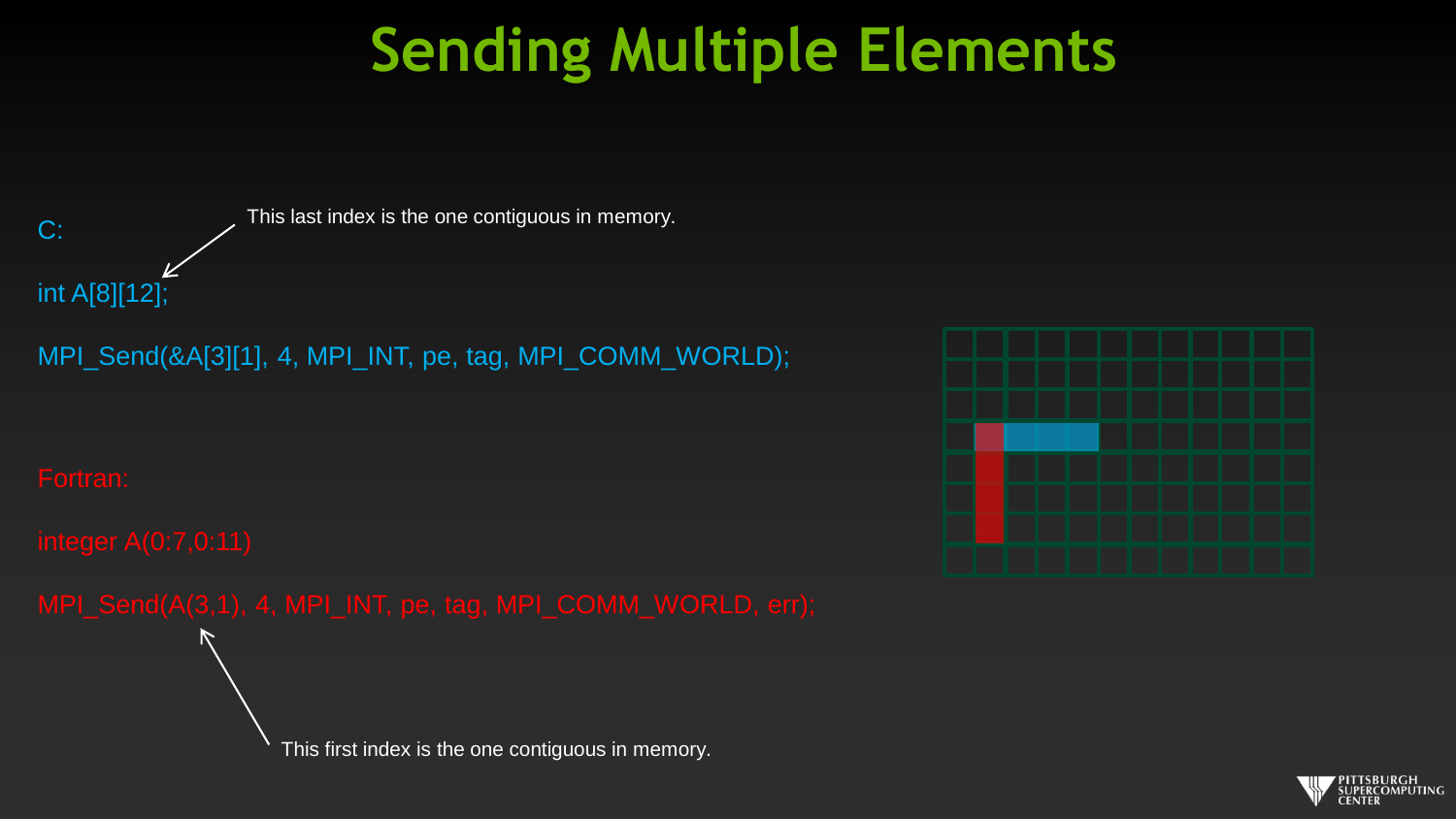# Sending Multiple Elements

C:

This last index is the one contiguous in memory.

```c
int A[8][12];

MPI_Send(&A[3][1], 4, MPI_INT, pe, tag, MPI_COMM_WORLD);
```

Fortran:

```fortran
integer A(0:7,0:11)

MPI_Send(A(3,1), 4, MPI_INT, pe, tag, MPI_COMM_WORLD, err);
```

This first index is the one contiguous in memory.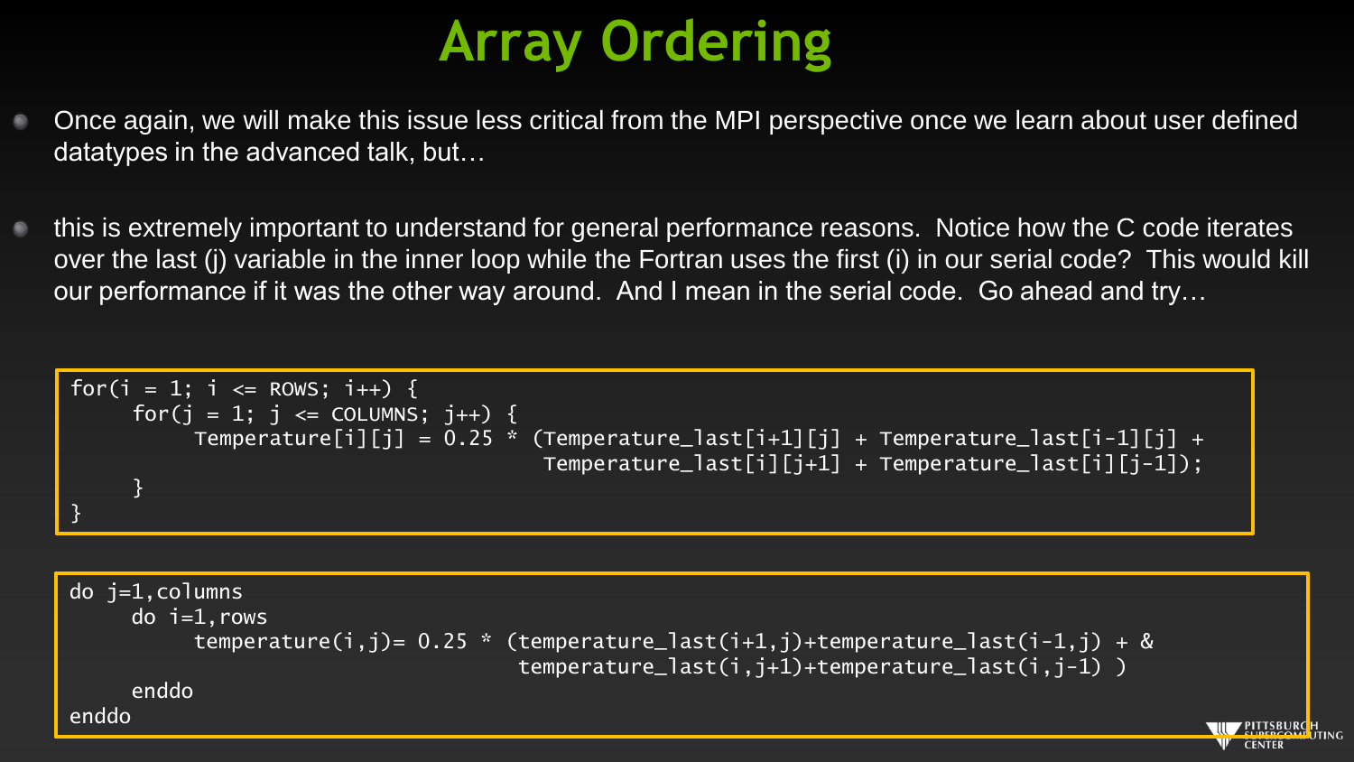# Array Ordering

- Once again, we will make this issue less critical from the MPI perspective once we learn about user defined datatypes in the advanced talk, but…
- this is extremely important to understand for general performance reasons. Notice how the C code iterates over the last (j) variable in the inner loop while the Fortran uses the first (i) in our serial code? This would kill our performance if it was the other way around. And I mean in the serial code. Go ahead and try…

```
for(i = 1; i <= ROWS; i++) {
     for(j = 1; j <= COLUMNS; j++) {
          Temperature[i][j] = 0.25 * (Temperature_last[i+1][j] + Temperature_last[i-1][j] +
                                      Temperature_last[i][j+1] + Temperature_last[i][j-1]);
     }
}
```

```
do j=1,columns
     do i=1,rows
          temperature(i,j)= 0.25 * (temperature_last(i+1,j)+temperature_last(i-1,j) + &
                                     temperature_last(i,j+1)+temperature_last(i,j-1) )
     enddo
enddo
```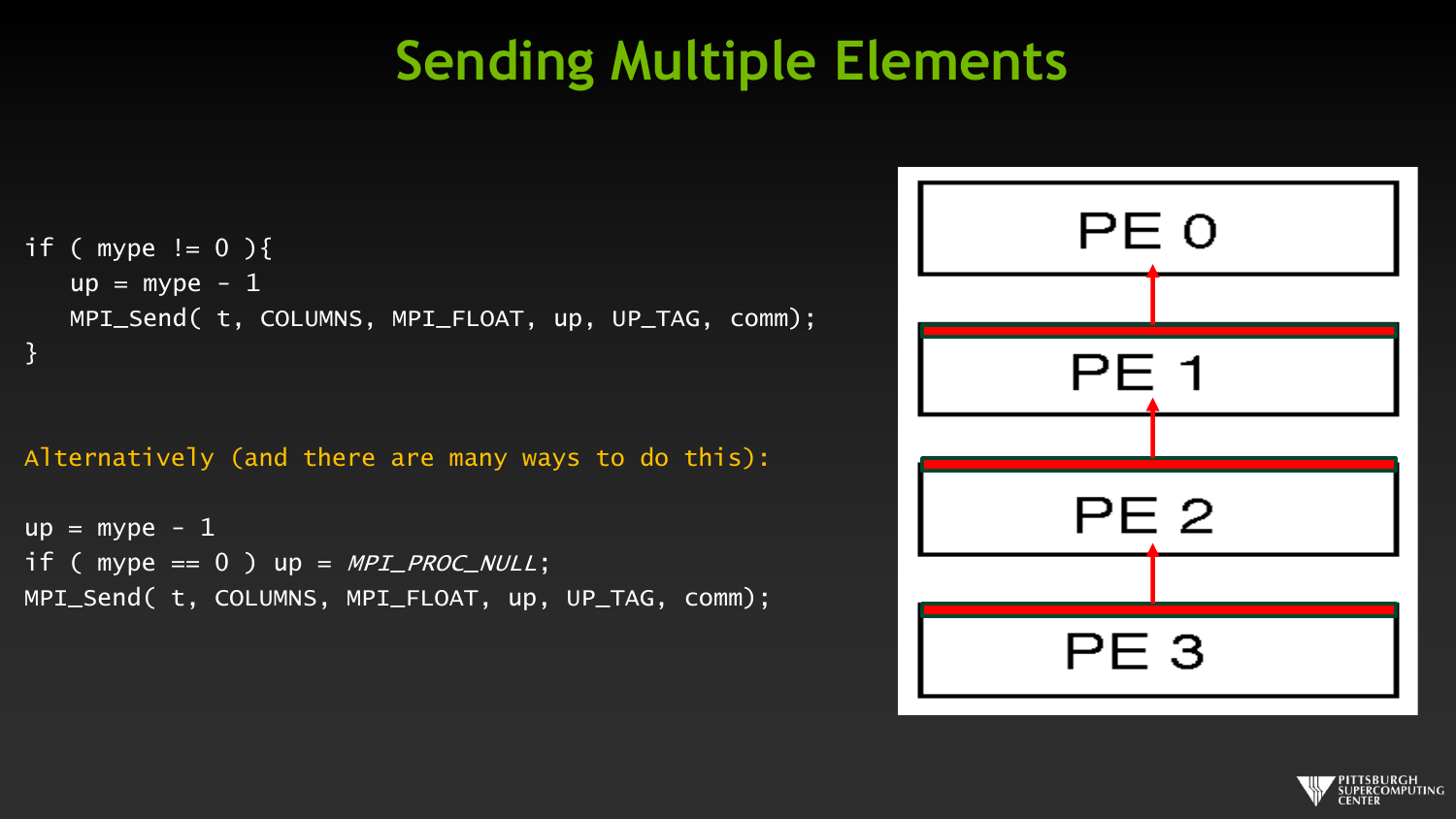# Sending Multiple Elements

```
if ( mype != 0 ){
   up = mype - 1
   MPI_Send( t, COLUMNS, MPI_FLOAT, up, UP_TAG, comm);
}
```

Alternatively (and there are many ways to do this):

```
up = mype - 1
if ( mype == 0 ) up = MPI_PROC_NULL;
MPI_Send( t, COLUMNS, MPI_FLOAT, up, UP_TAG, comm);
```

PE 0

PE 1

PE 2

PE 3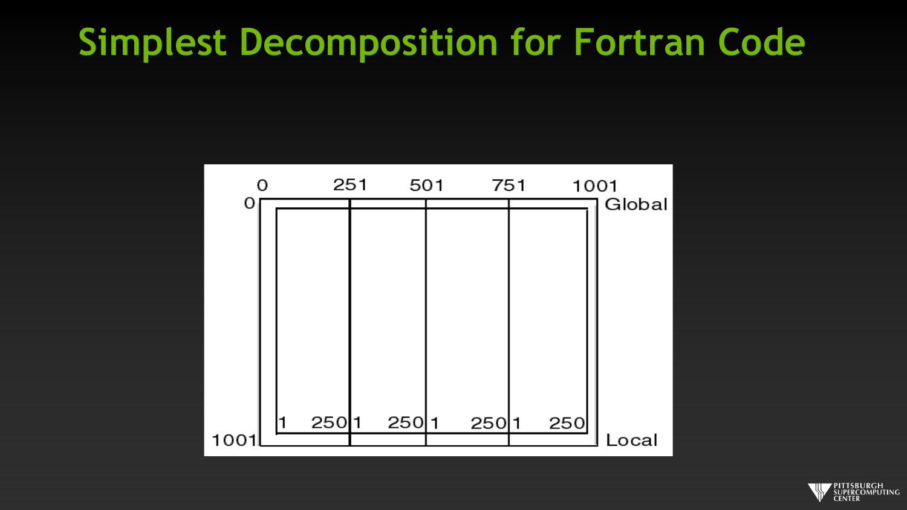# Simplest Decomposition for Fortran Code

0 251 501 751 1001

0 Global

1001

1 250 1 250 1 250 1 250

Local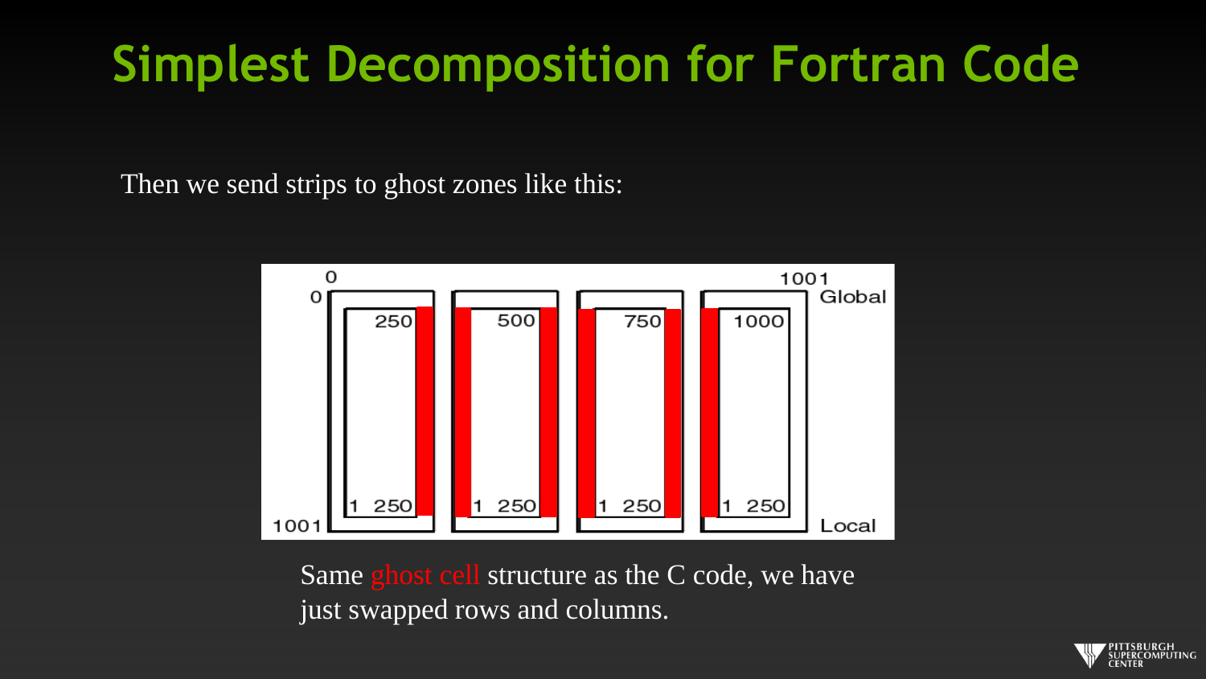# Simplest Decomposition for Fortran Code

Then we send strips to ghost zones like this:

Same ghost cell structure as the C code, we have just swapped rows and columns.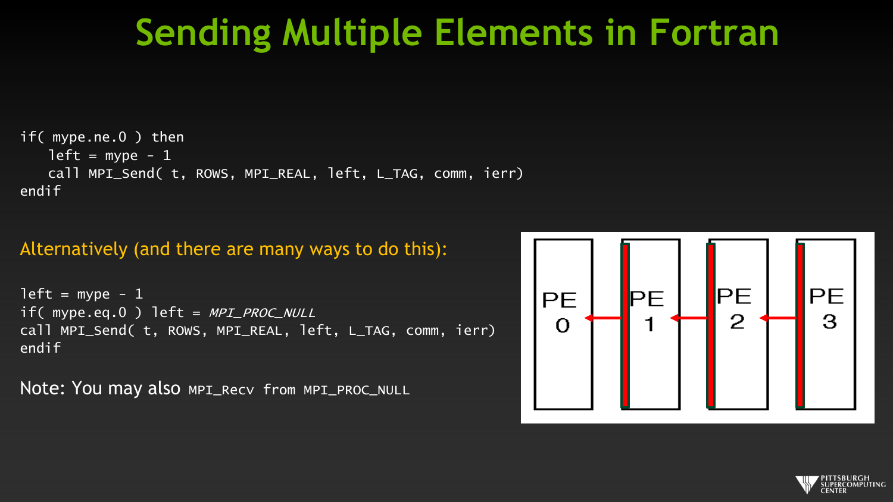# Sending Multiple Elements in Fortran

```
if( mype.ne.0 ) then
   left = mype - 1
   call MPI_Send( t, ROWS, MPI_REAL, left, L_TAG, comm, ierr)
endif
```

Alternatively (and there are many ways to do this):

```
left = mype - 1
if( mype.eq.0 ) left = MPI_PROC_NULL
call MPI_Send( t, ROWS, MPI_REAL, left, L_TAG, comm, ierr)
endif
```

Note: You may also `MPI_Recv from MPI_PROC_NULL`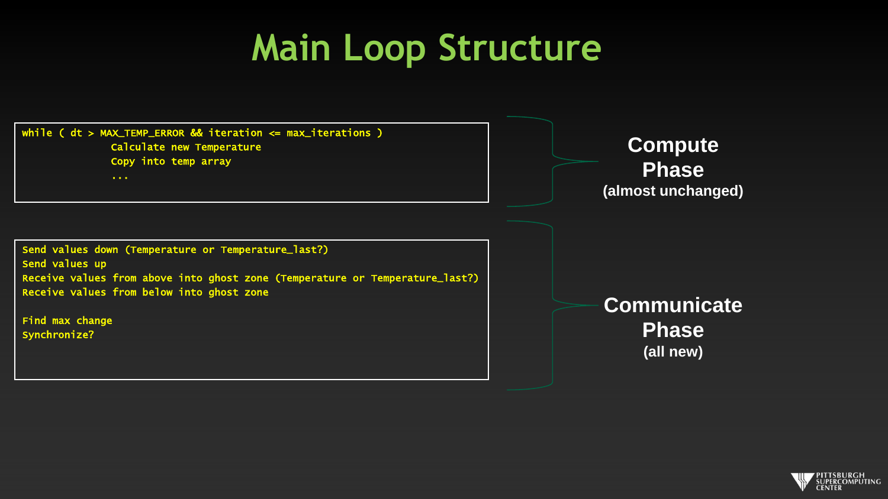# Main Loop Structure

```
while ( dt > MAX_TEMP_ERROR && iteration <= max_iterations )
              Calculate new Temperature
              Copy into temp array
              ...
```

**Compute Phase**
**(almost unchanged)**

```
Send values down (Temperature or Temperature_last?)
Send values up
Receive values from above into ghost zone (Temperature or Temperature_last?)
Receive values from below into ghost zone

Find max change
Synchronize?
```

**Communicate Phase**
**(all new)**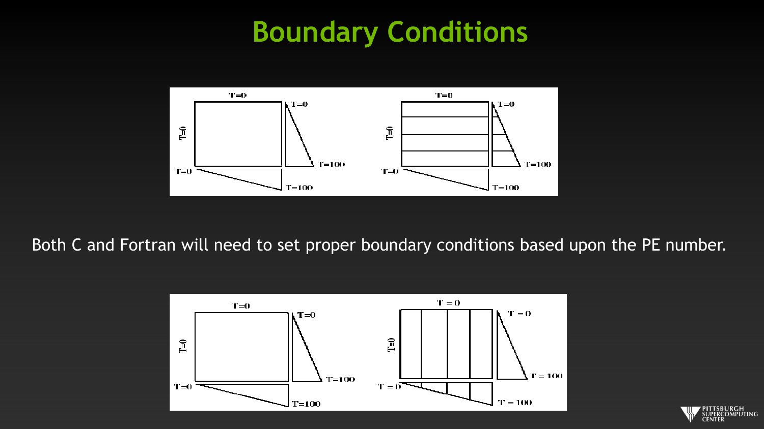# Boundary Conditions

Both C and Fortran will need to set proper boundary conditions based upon the PE number.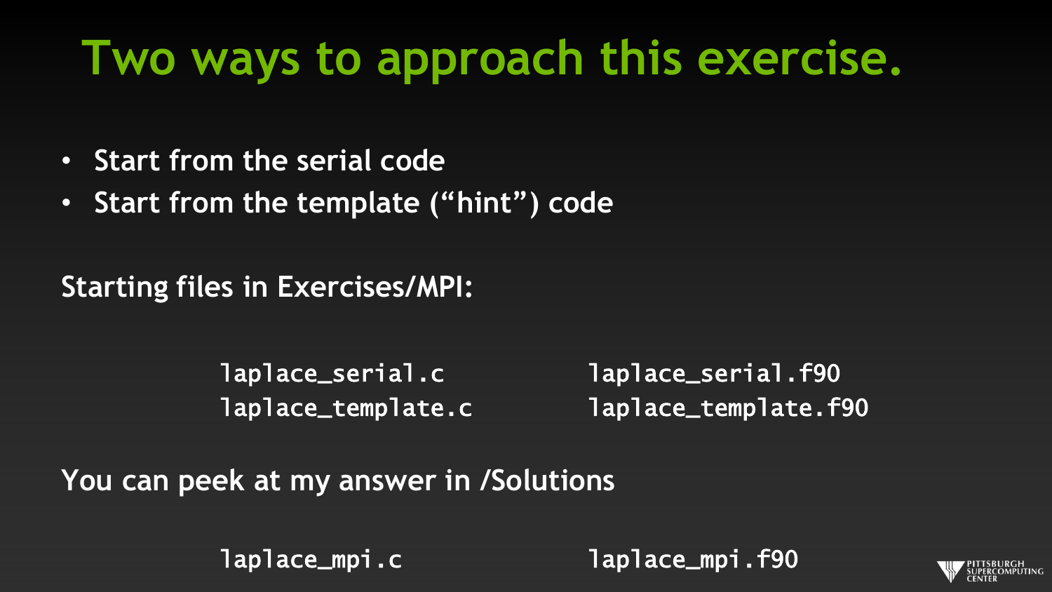# Two ways to approach this exercise.

- Start from the serial code
- Start from the template (“hint”) code

Starting files in Exercises/MPI:

```
laplace_serial.c        laplace_serial.f90
laplace_template.c      laplace_template.f90
```

You can peek at my answer in /Solutions

```
laplace_mpi.c           laplace_mpi.f90
```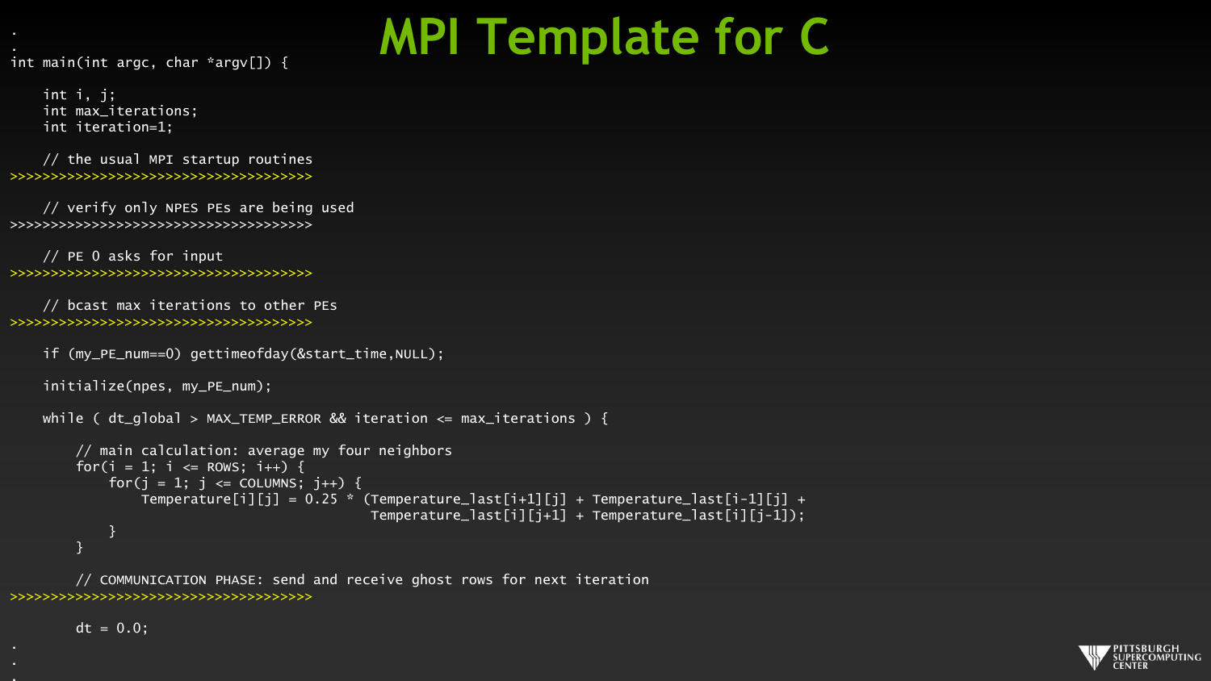# MPI Template for C

```
.
.
int main(int argc, char *argv[]) {

    int i, j;
    int max_iterations;
    int iteration=1;

    // the usual MPI startup routines
>>>>>>>>>>>>>>>>>>>>>>>>>>>>>>>>>>>>>

    // verify only NPES PEs are being used
>>>>>>>>>>>>>>>>>>>>>>>>>>>>>>>>>>>>>

    // PE 0 asks for input
>>>>>>>>>>>>>>>>>>>>>>>>>>>>>>>>>>>>>

    // bcast max iterations to other PEs
>>>>>>>>>>>>>>>>>>>>>>>>>>>>>>>>>>>>>

    if (my_PE_num==0) gettimeofday(&start_time,NULL);

    initialize(npes, my_PE_num);

    while ( dt_global > MAX_TEMP_ERROR && iteration <= max_iterations ) {

        // main calculation: average my four neighbors
        for(i = 1; i <= ROWS; i++) {
            for(j = 1; j <= COLUMNS; j++) {
                Temperature[i][j] = 0.25 * (Temperature_last[i+1][j] + Temperature_last[i-1][j] +
                                            Temperature_last[i][j+1] + Temperature_last[i][j-1]);
            }
        }

        // COMMUNICATION PHASE: send and receive ghost rows for next iteration
>>>>>>>>>>>>>>>>>>>>>>>>>>>>>>>>>>>>>

        dt = 0.0;
.
.
.
```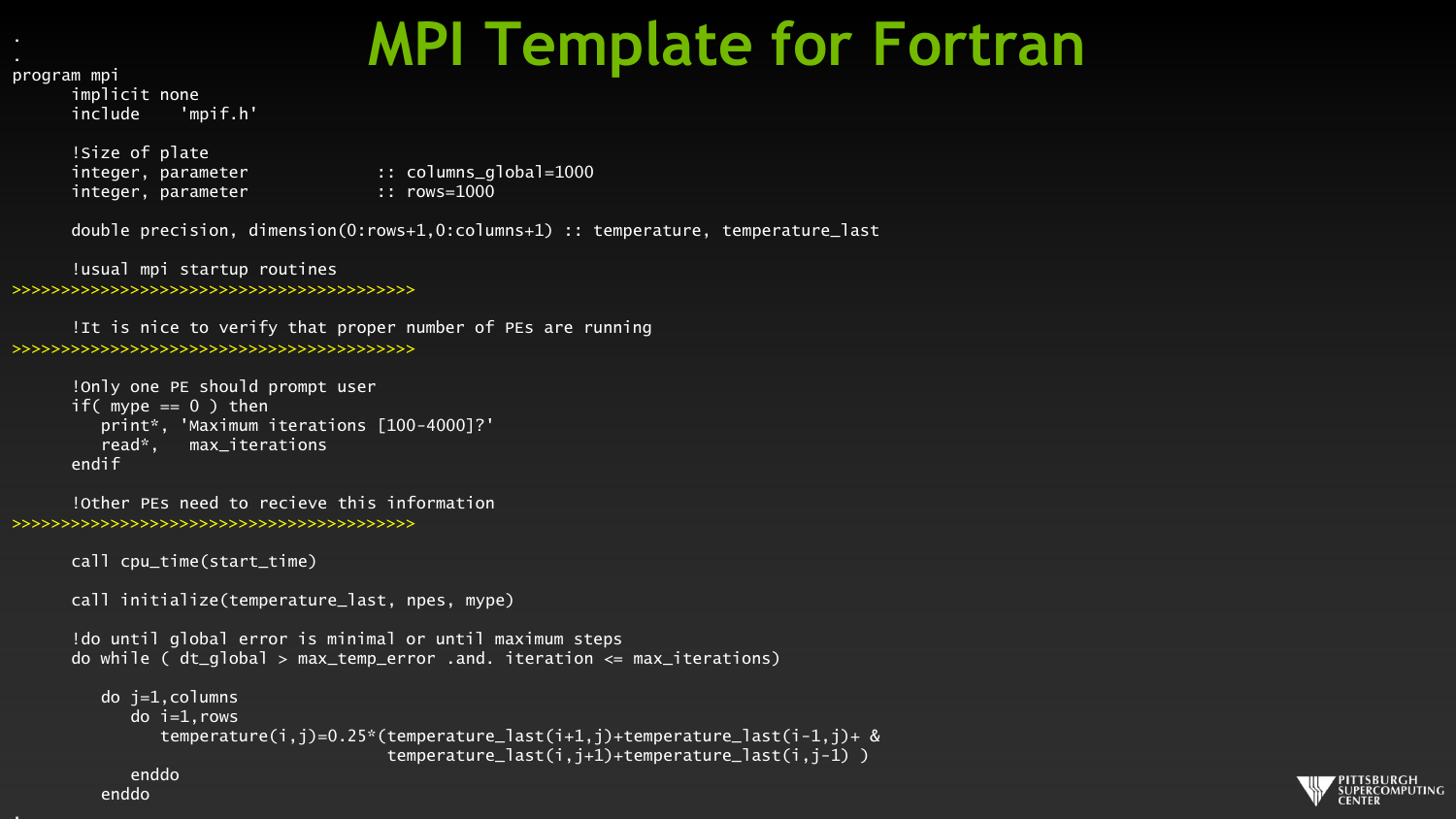# MPI Template for Fortran

```
.
.
program mpi
      implicit none
      include    'mpif.h'

      !Size of plate
      integer, parameter             :: columns_global=1000
      integer, parameter             :: rows=1000

      double precision, dimension(0:rows+1,0:columns+1) :: temperature, temperature_last

      !usual mpi startup routines
>>>>>>>>>>>>>>>>>>>>>>>>>>>>>>>>>>>>>>>>>

      !It is nice to verify that proper number of PEs are running
>>>>>>>>>>>>>>>>>>>>>>>>>>>>>>>>>>>>>>>>>

      !Only one PE should prompt user
      if( mype == 0 ) then
         print*, 'Maximum iterations [100-4000]?'
         read*,   max_iterations
      endif

      !Other PEs need to recieve this information
>>>>>>>>>>>>>>>>>>>>>>>>>>>>>>>>>>>>>>>>>

      call cpu_time(start_time)

      call initialize(temperature_last, npes, mype)

      !do until global error is minimal or until maximum steps
      do while ( dt_global > max_temp_error .and. iteration <= max_iterations)

         do j=1,columns
            do i=1,rows
               temperature(i,j)=0.25*(temperature_last(i+1,j)+temperature_last(i-1,j)+ &
                                       temperature_last(i,j+1)+temperature_last(i,j-1) )
            enddo
         enddo
.
```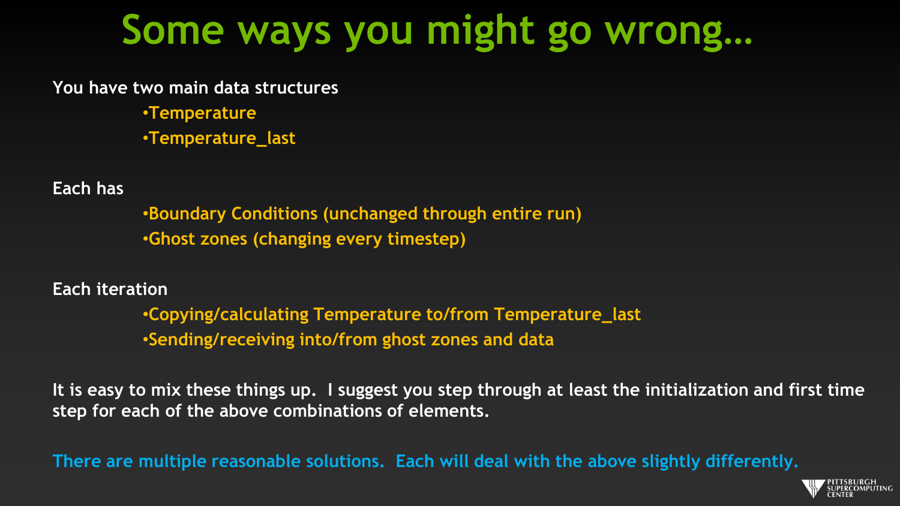# Some ways you might go wrong…

You have two main data structures

- Temperature
- Temperature_last

Each has

- Boundary Conditions (unchanged through entire run)
- Ghost zones (changing every timestep)

Each iteration

- Copying/calculating Temperature to/from Temperature_last
- Sending/receiving into/from ghost zones and data

It is easy to mix these things up. I suggest you step through at least the initialization and first time step for each of the above combinations of elements.

There are multiple reasonable solutions. Each will deal with the above slightly differently.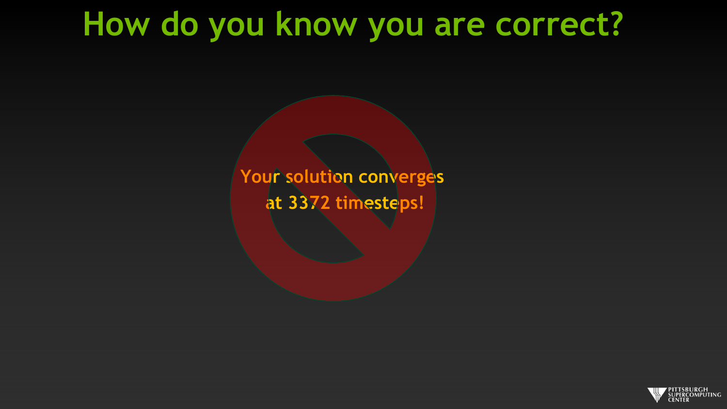# How do you know you are correct?

Your solution converges at 3372 timesteps!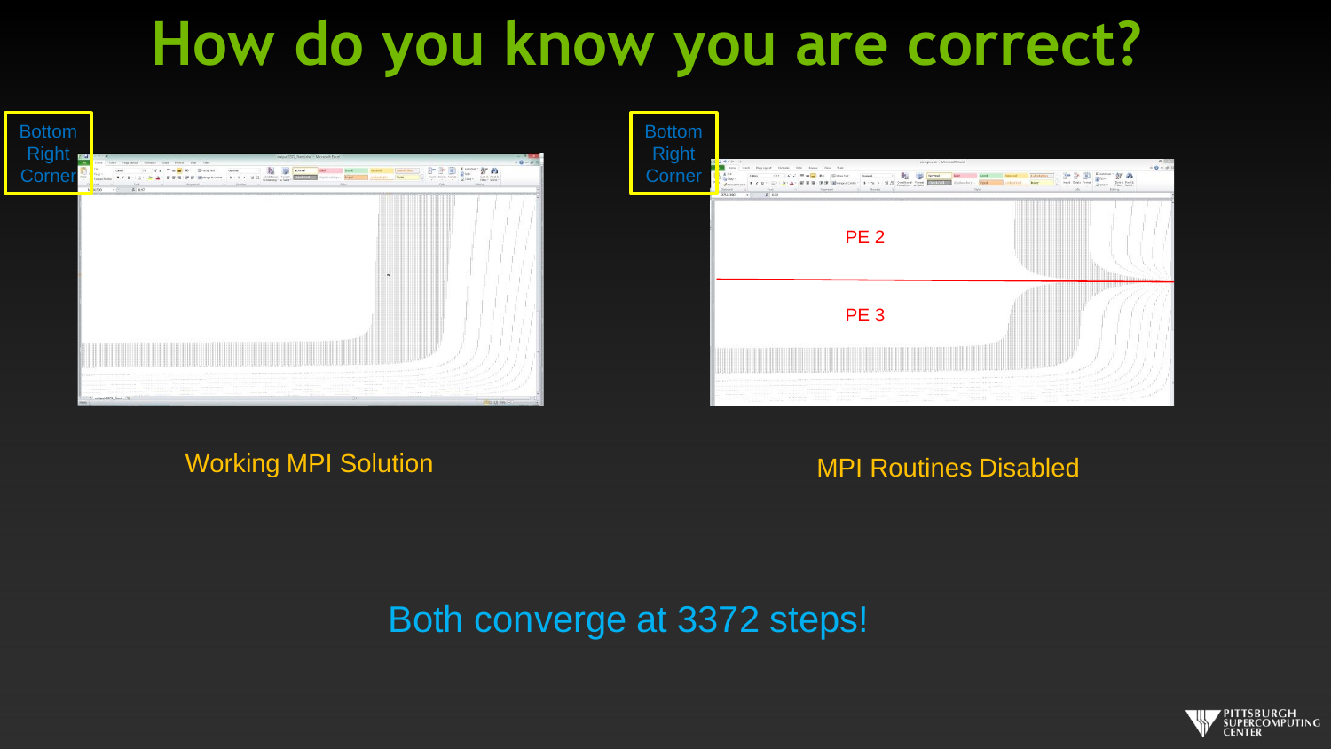# How do you know you are correct?

Bottom Right Corner

Bottom Right Corner

PE 2

PE 3

Working MPI Solution

MPI Routines Disabled

Both converge at 3372 steps!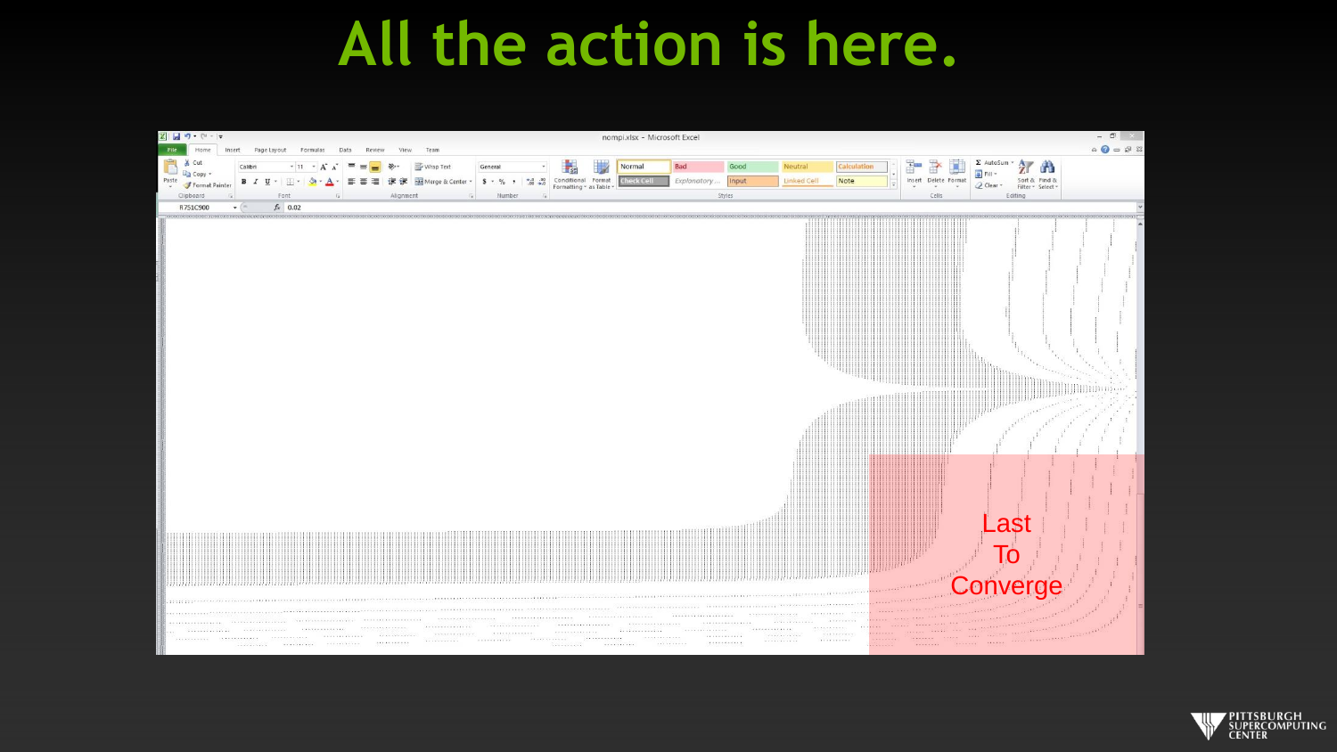# All the action is here.

Last
To
Converge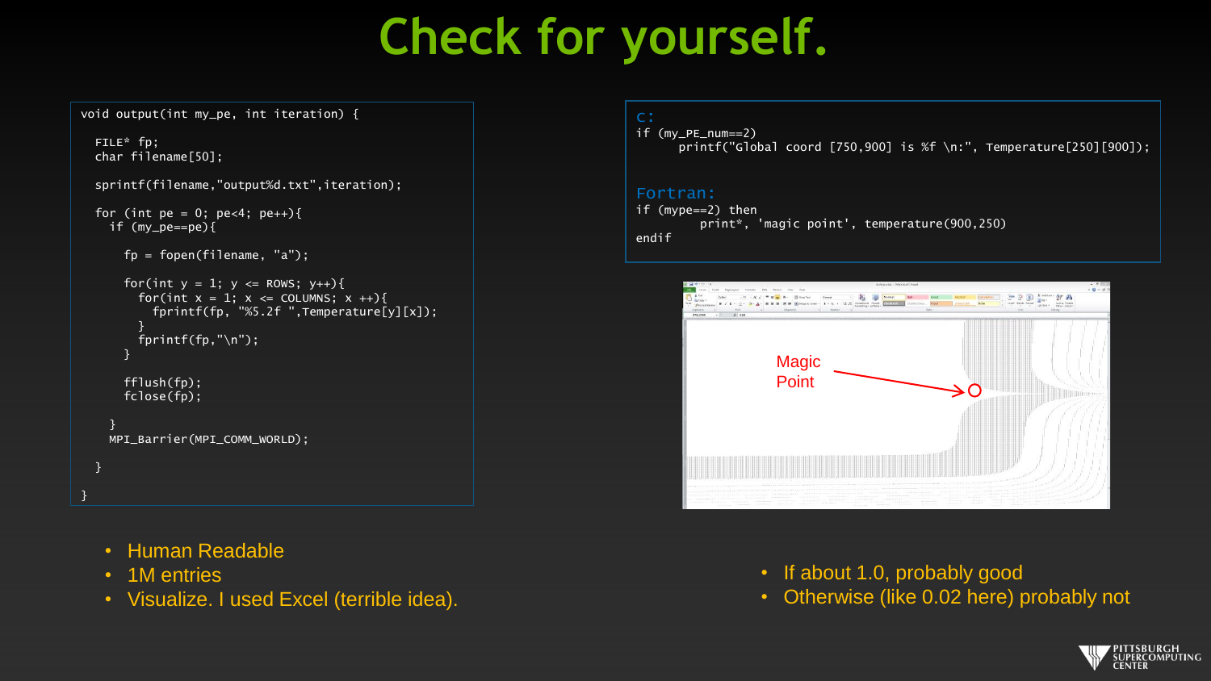# Check for yourself.

```
void output(int my_pe, int iteration) {

  FILE* fp;
  char filename[50];

  sprintf(filename,"output%d.txt",iteration);

  for (int pe = 0; pe<4; pe++){
    if (my_pe==pe){

      fp = fopen(filename, "a");

      for(int y = 1; y <= ROWS; y++){
        for(int x = 1; x <= COLUMNS; x ++){
          fprintf(fp, "%5.2f ",Temperature[y][x]);
        }
        fprintf(fp,"\n");
      }

      fflush(fp);
      fclose(fp);

    }
    MPI_Barrier(MPI_COMM_WORLD);

  }

}
```

- Human Readable
- 1M entries
- Visualize. I used Excel (terrible idea).

C:

```
if (my_PE_num==2)
      printf("Global coord [750,900] is %f \n:", Temperature[250][900]);
```

Fortran:

```
if (mype==2) then
         print*, 'magic point', temperature(900,250)
endif
```

Magic Point

- If about 1.0, probably good
- Otherwise (like 0.02 here) probably not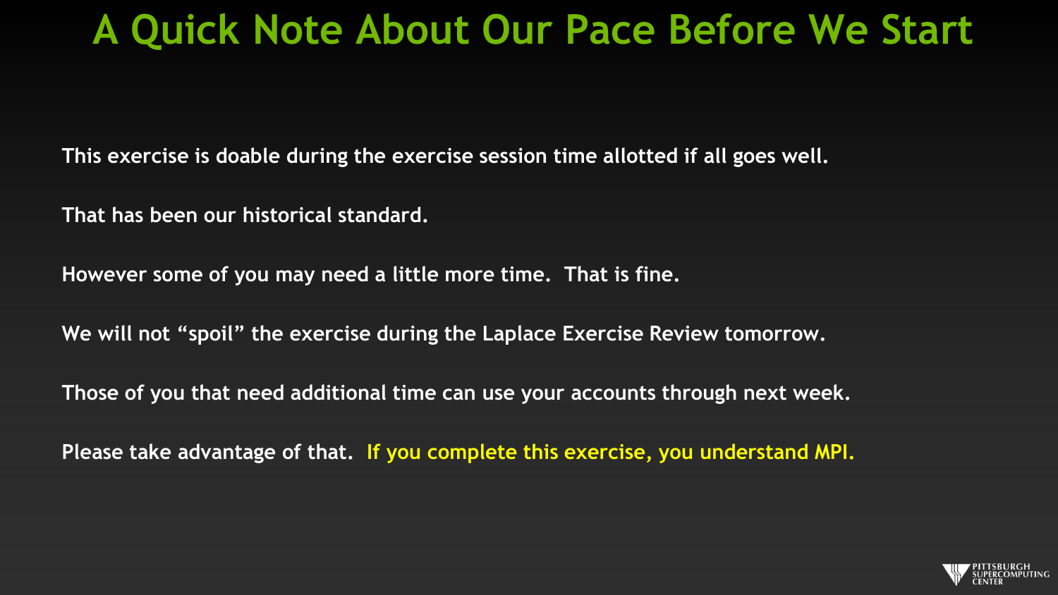# A Quick Note About Our Pace Before We Start

This exercise is doable during the exercise session time allotted if all goes well.

That has been our historical standard.

However some of you may need a little more time.  That is fine.

We will not “spoil” the exercise during the Laplace Exercise Review tomorrow.

Those of you that need additional time can use your accounts through next week.

Please take advantage of that.  **If you complete this exercise, you understand MPI.**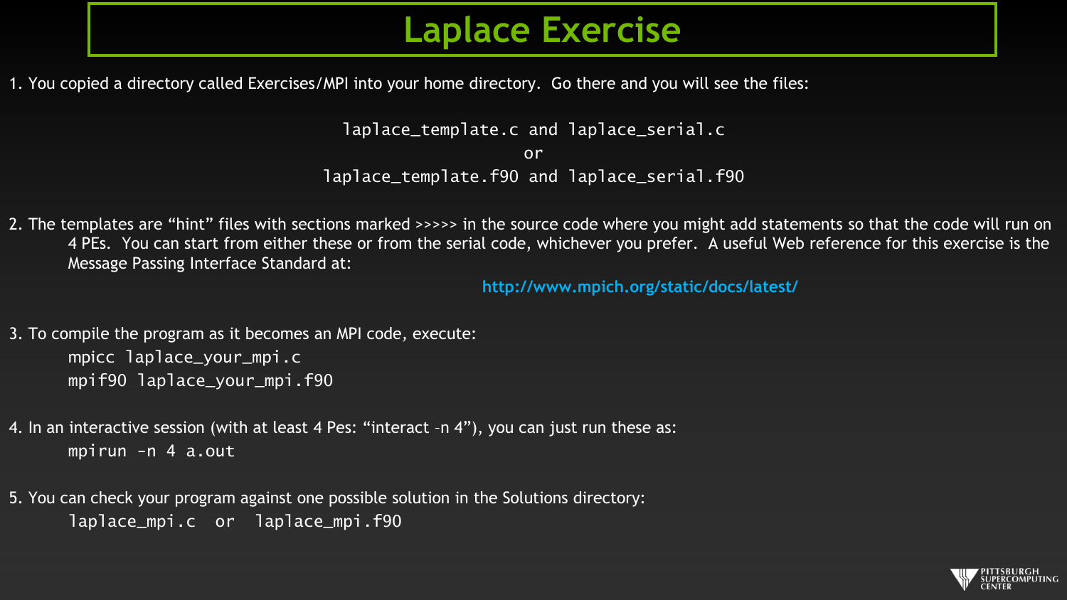# Laplace Exercise

1. You copied a directory called Exercises/MPI into your home directory. Go there and you will see the files:

```
laplace_template.c and laplace_serial.c
or
laplace_template.f90 and laplace_serial.f90
```

2. The templates are "hint" files with sections marked >>>>> in the source code where you might add statements so that the code will run on 4 PEs. You can start from either these or from the serial code, whichever you prefer. A useful Web reference for this exercise is the Message Passing Interface Standard at:

   http://www.mpich.org/static/docs/latest/

3. To compile the program as it becomes an MPI code, execute:

```
mpicc laplace_your_mpi.c
mpif90 laplace_your_mpi.f90
```

4. In an interactive session (with at least 4 Pes: "interact -n 4"), you can just run these as:

```
mpirun -n 4 a.out
```

5. You can check your program against one possible solution in the Solutions directory:

```
laplace_mpi.c  or  laplace_mpi.f90
```